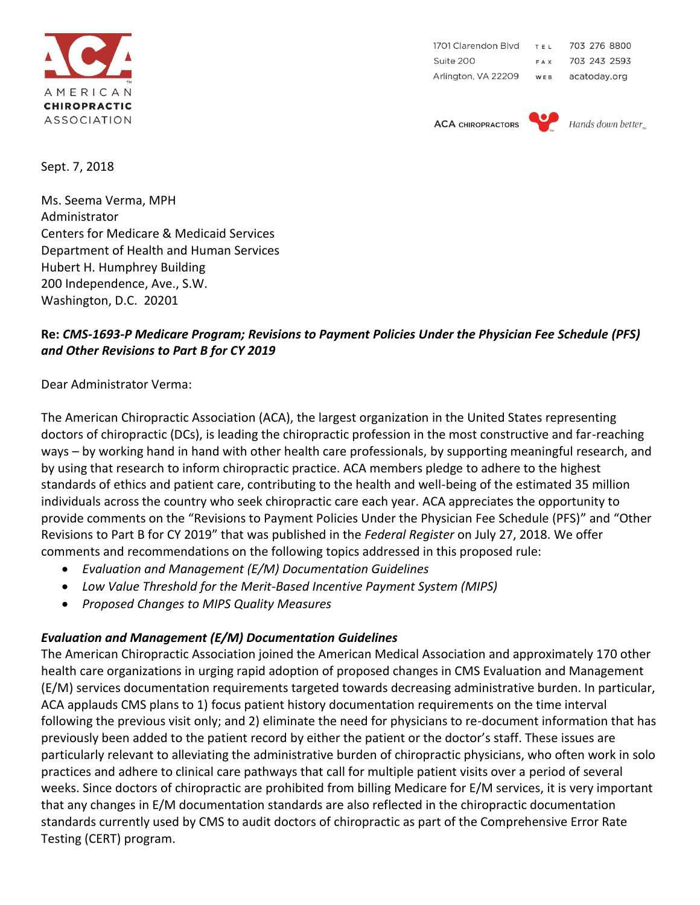AMERICAN CHIROPRACTIC ASSOCIATION

1701 Clarendon Blvd
Suite 200
Arlington, VA 22209

TEL 703 276 8800
FAX 703 243 2593
WEB acatoday.org

ACA CHIROPRACTORS *Hands down better*

Sept. 7, 2018

Ms. Seema Verma, MPH
Administrator
Centers for Medicare & Medicaid Services
Department of Health and Human Services
Hubert H. Humphrey Building
200 Independence, Ave., S.W.
Washington, D.C. 20201

**Re: *CMS-1693-P Medicare Program; Revisions to Payment Policies Under the Physician Fee Schedule (PFS) and Other Revisions to Part B for CY 2019***

Dear Administrator Verma:

The American Chiropractic Association (ACA), the largest organization in the United States representing doctors of chiropractic (DCs), is leading the chiropractic profession in the most constructive and far-reaching ways – by working hand in hand with other health care professionals, by supporting meaningful research, and by using that research to inform chiropractic practice. ACA members pledge to adhere to the highest standards of ethics and patient care, contributing to the health and well-being of the estimated 35 million individuals across the country who seek chiropractic care each year. ACA appreciates the opportunity to provide comments on the "Revisions to Payment Policies Under the Physician Fee Schedule (PFS)" and "Other Revisions to Part B for CY 2019" that was published in the *Federal Register* on July 27, 2018. We offer comments and recommendations on the following topics addressed in this proposed rule:

- *Evaluation and Management (E/M) Documentation Guidelines*
- *Low Value Threshold for the Merit-Based Incentive Payment System (MIPS)*
- *Proposed Changes to MIPS Quality Measures*

***Evaluation and Management (E/M) Documentation Guidelines***

The American Chiropractic Association joined the American Medical Association and approximately 170 other health care organizations in urging rapid adoption of proposed changes in CMS Evaluation and Management (E/M) services documentation requirements targeted towards decreasing administrative burden. In particular, ACA applauds CMS plans to 1) focus patient history documentation requirements on the time interval following the previous visit only; and 2) eliminate the need for physicians to re-document information that has previously been added to the patient record by either the patient or the doctor's staff. These issues are particularly relevant to alleviating the administrative burden of chiropractic physicians, who often work in solo practices and adhere to clinical care pathways that call for multiple patient visits over a period of several weeks. Since doctors of chiropractic are prohibited from billing Medicare for E/M services, it is very important that any changes in E/M documentation standards are also reflected in the chiropractic documentation standards currently used by CMS to audit doctors of chiropractic as part of the Comprehensive Error Rate Testing (CERT) program.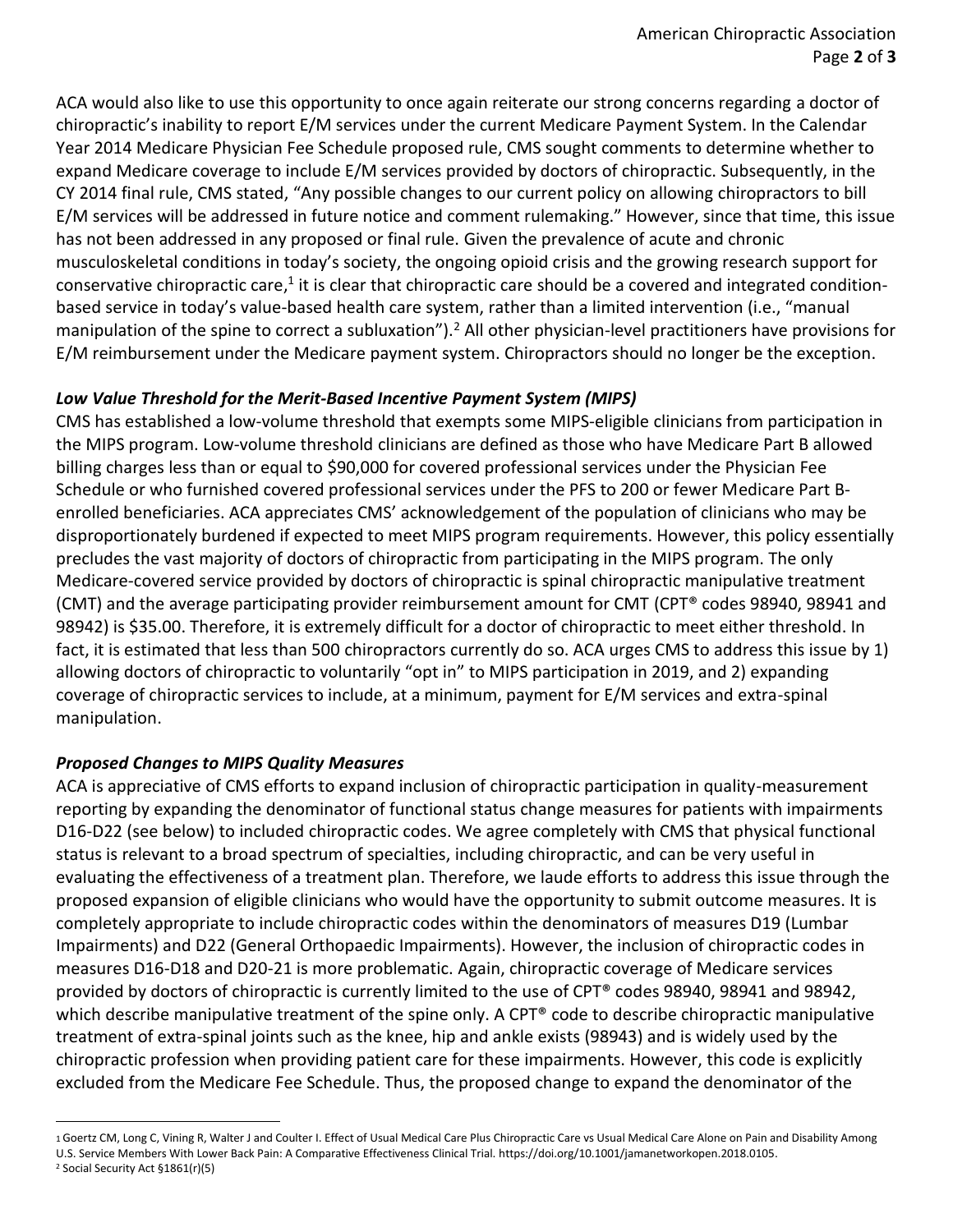ACA would also like to use this opportunity to once again reiterate our strong concerns regarding a doctor of chiropractic's inability to report E/M services under the current Medicare Payment System. In the Calendar Year 2014 Medicare Physician Fee Schedule proposed rule, CMS sought comments to determine whether to expand Medicare coverage to include E/M services provided by doctors of chiropractic. Subsequently, in the CY 2014 final rule, CMS stated, "Any possible changes to our current policy on allowing chiropractors to bill E/M services will be addressed in future notice and comment rulemaking." However, since that time, this issue has not been addressed in any proposed or final rule. Given the prevalence of acute and chronic musculoskeletal conditions in today's society, the ongoing opioid crisis and the growing research support for conservative chiropractic care,[1] it is clear that chiropractic care should be a covered and integrated condition-based service in today's value-based health care system, rather than a limited intervention (i.e., "manual manipulation of the spine to correct a subluxation").[2] All other physician-level practitioners have provisions for E/M reimbursement under the Medicare payment system. Chiropractors should no longer be the exception.

### *Low Value Threshold for the Merit-Based Incentive Payment System (MIPS)*

CMS has established a low-volume threshold that exempts some MIPS-eligible clinicians from participation in the MIPS program. Low-volume threshold clinicians are defined as those who have Medicare Part B allowed billing charges less than or equal to $90,000 for covered professional services under the Physician Fee Schedule or who furnished covered professional services under the PFS to 200 or fewer Medicare Part B-enrolled beneficiaries. ACA appreciates CMS' acknowledgement of the population of clinicians who may be disproportionately burdened if expected to meet MIPS program requirements. However, this policy essentially precludes the vast majority of doctors of chiropractic from participating in the MIPS program. The only Medicare-covered service provided by doctors of chiropractic is spinal chiropractic manipulative treatment (CMT) and the average participating provider reimbursement amount for CMT (CPT® codes 98940, 98941 and 98942) is $35.00. Therefore, it is extremely difficult for a doctor of chiropractic to meet either threshold. In fact, it is estimated that less than 500 chiropractors currently do so. ACA urges CMS to address this issue by 1) allowing doctors of chiropractic to voluntarily "opt in" to MIPS participation in 2019, and 2) expanding coverage of chiropractic services to include, at a minimum, payment for E/M services and extra-spinal manipulation.

### *Proposed Changes to MIPS Quality Measures*

ACA is appreciative of CMS efforts to expand inclusion of chiropractic participation in quality-measurement reporting by expanding the denominator of functional status change measures for patients with impairments D16-D22 (see below) to included chiropractic codes. We agree completely with CMS that physical functional status is relevant to a broad spectrum of specialties, including chiropractic, and can be very useful in evaluating the effectiveness of a treatment plan. Therefore, we laude efforts to address this issue through the proposed expansion of eligible clinicians who would have the opportunity to submit outcome measures. It is completely appropriate to include chiropractic codes within the denominators of measures D19 (Lumbar Impairments) and D22 (General Orthopaedic Impairments). However, the inclusion of chiropractic codes in measures D16-D18 and D20-21 is more problematic. Again, chiropractic coverage of Medicare services provided by doctors of chiropractic is currently limited to the use of CPT® codes 98940, 98941 and 98942, which describe manipulative treatment of the spine only. A CPT® code to describe chiropractic manipulative treatment of extra-spinal joints such as the knee, hip and ankle exists (98943) and is widely used by the chiropractic profession when providing patient care for these impairments. However, this code is explicitly excluded from the Medicare Fee Schedule. Thus, the proposed change to expand the denominator of the

---

[1] Goertz CM, Long C, Vining R, Walter J and Coulter I. Effect of Usual Medical Care Plus Chiropractic Care vs Usual Medical Care Alone on Pain and Disability Among U.S. Service Members With Lower Back Pain: A Comparative Effectiveness Clinical Trial. https://doi.org/10.1001/jamanetworkopen.2018.0105.

[2] Social Security Act §1861(r)(5)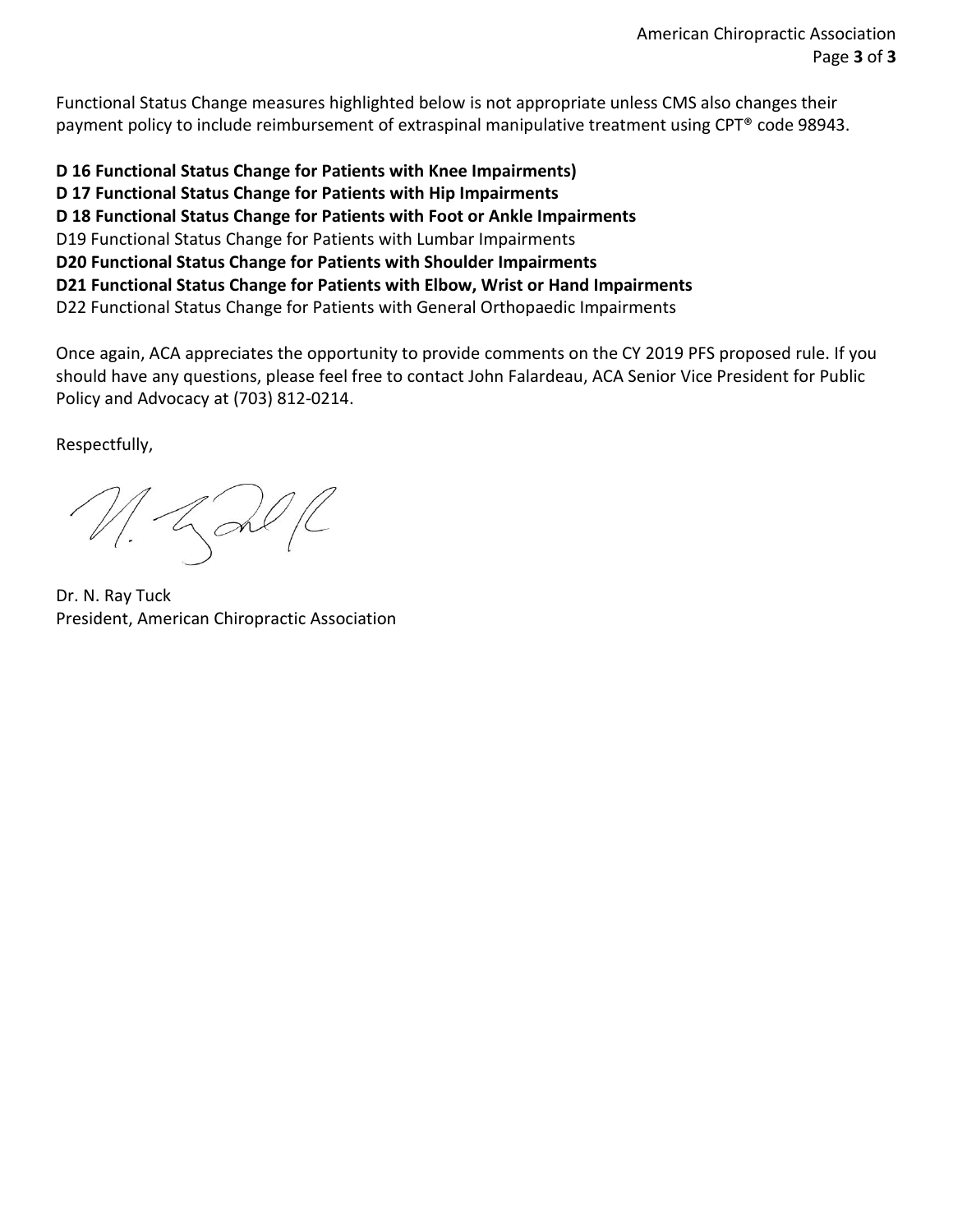Functional Status Change measures highlighted below is not appropriate unless CMS also changes their payment policy to include reimbursement of extraspinal manipulative treatment using CPT® code 98943.

**D 16 Functional Status Change for Patients with Knee Impairments)**
**D 17 Functional Status Change for Patients with Hip Impairments**
**D 18 Functional Status Change for Patients with Foot or Ankle Impairments**
D19 Functional Status Change for Patients with Lumbar Impairments
**D20 Functional Status Change for Patients with Shoulder Impairments**
**D21 Functional Status Change for Patients with Elbow, Wrist or Hand Impairments**
D22 Functional Status Change for Patients with General Orthopaedic Impairments

Once again, ACA appreciates the opportunity to provide comments on the CY 2019 PFS proposed rule. If you should have any questions, please feel free to contact John Falardeau, ACA Senior Vice President for Public Policy and Advocacy at (703) 812-0214.

Respectfully,

Dr. N. Ray Tuck
President, American Chiropractic Association